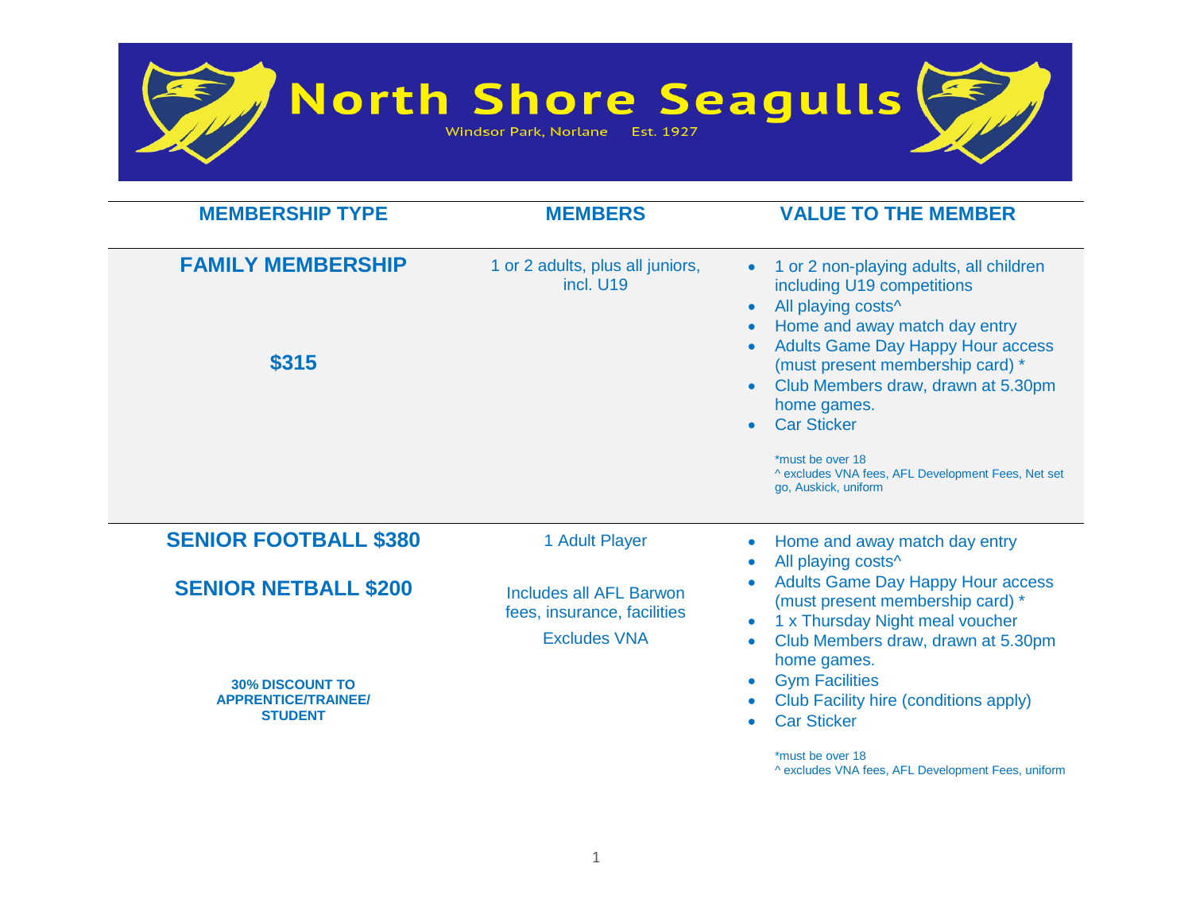# North Shore Seagulls

Windsor Park, Norlane Est. 1927

| MEMBERSHIP TYPE | MEMBERS | VALUE TO THE MEMBER |
| --- | --- | --- |
| **FAMILY MEMBERSHIP**<br><br>**$315** | 1 or 2 adults, plus all juniors, incl. U19 | • 1 or 2 non-playing adults, all children including U19 competitions<br>• All playing costs^<br>• Home and away match day entry<br>• Adults Game Day Happy Hour access (must present membership card) *<br>• Club Members draw, drawn at 5.30pm home games.<br>• Car Sticker<br><br>*must be over 18<br>^ excludes VNA fees, AFL Development Fees, Net set go, Auskick, uniform |
| **SENIOR FOOTBALL $380**<br><br>**SENIOR NETBALL $200**<br><br>**30% DISCOUNT TO APPRENTICE/TRAINEE/ STUDENT** | 1 Adult Player<br><br>Includes all AFL Barwon fees, insurance, facilities<br><br>Excludes VNA | • Home and away match day entry<br>• All playing costs^<br>• Adults Game Day Happy Hour access (must present membership card) *<br>• 1 x Thursday Night meal voucher<br>• Club Members draw, drawn at 5.30pm home games.<br>• Gym Facilities<br>• Club Facility hire (conditions apply)<br>• Car Sticker<br><br>*must be over 18<br>^ excludes VNA fees, AFL Development Fees, uniform |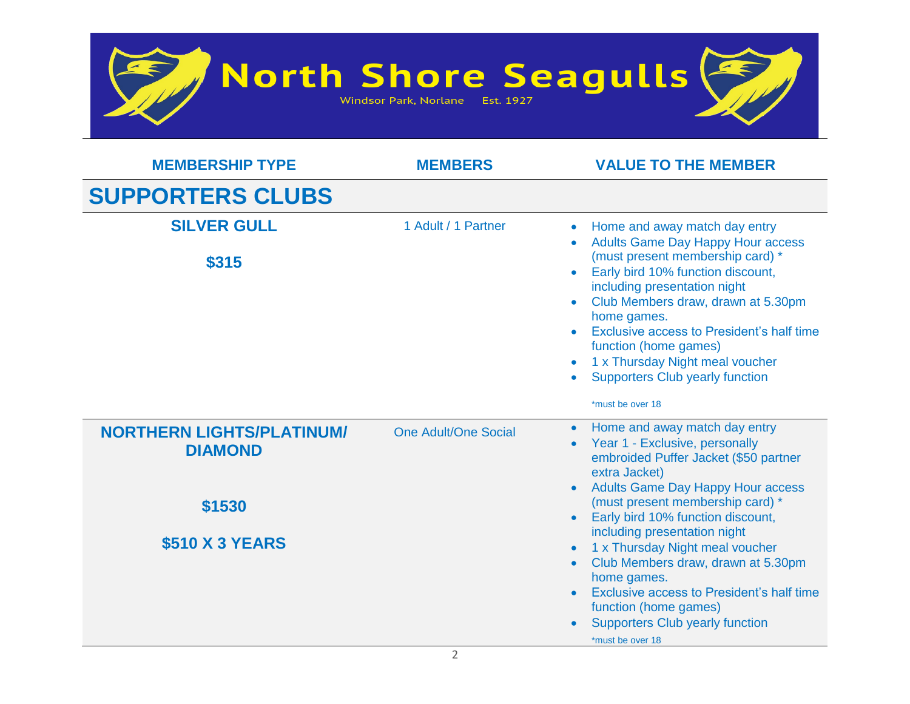# North Shore Seagulls

Windsor Park, Norlane Est. 1927

| MEMBERSHIP TYPE | MEMBERS | VALUE TO THE MEMBER |
|---|---|---|
| **SUPPORTERS CLUBS** | | |
| **SILVER GULL**<br><br>**$315** | 1 Adult / 1 Partner | • Home and away match day entry<br>• Adults Game Day Happy Hour access (must present membership card) *<br>• Early bird 10% function discount, including presentation night<br>• Club Members draw, drawn at 5.30pm home games.<br>• Exclusive access to President's half time function (home games)<br>• 1 x Thursday Night meal voucher<br>• Supporters Club yearly function<br><br>*must be over 18 |
| **NORTHERN LIGHTS/PLATINUM/ DIAMOND**<br><br>**$1530**<br><br>**$510 X 3 YEARS** | One Adult/One Social | • Home and away match day entry<br>• Year 1 - Exclusive, personally embroided Puffer Jacket ($50 partner extra Jacket)<br>• Adults Game Day Happy Hour access (must present membership card) *<br>• Early bird 10% function discount, including presentation night<br>• 1 x Thursday Night meal voucher<br>• Club Members draw, drawn at 5.30pm home games.<br>• Exclusive access to President's half time function (home games)<br>• Supporters Club yearly function<br><br>*must be over 18 |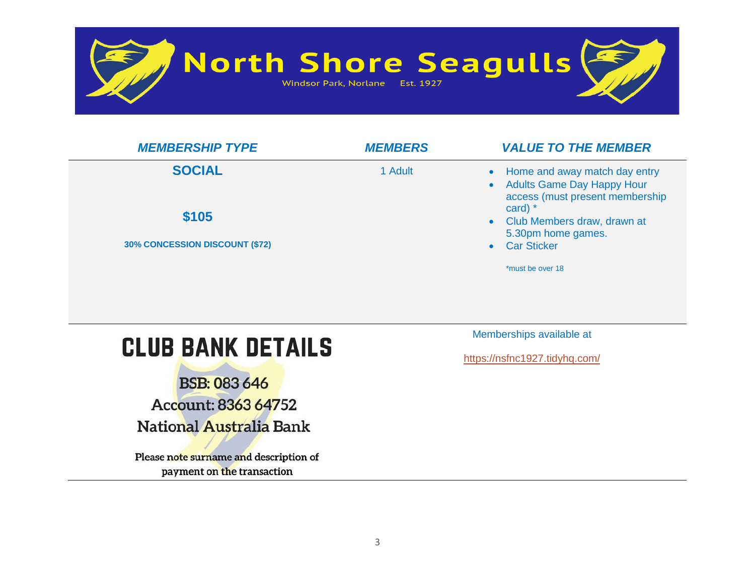# North Shore Seagulls

Windsor Park, Norlane Est. 1927

| *MEMBERSHIP TYPE* | *MEMBERS* | *VALUE TO THE MEMBER* |
|---|---|---|
| **SOCIAL**<br><br>**$105**<br><br>**30% CONCESSION DISCOUNT ($72)** | 1 Adult | • Home and away match day entry<br>• Adults Game Day Happy Hour access (must present membership card) *<br>• Club Members draw, drawn at 5.30pm home games.<br>• Car Sticker<br><br>*must be over 18 |

## CLUB BANK DETAILS

BSB: 083 646

Account: 8363 64752

National Australia Bank

Please note surname and description of payment on the transaction

Memberships available at

https://nsfnc1927.tidyhq.com/